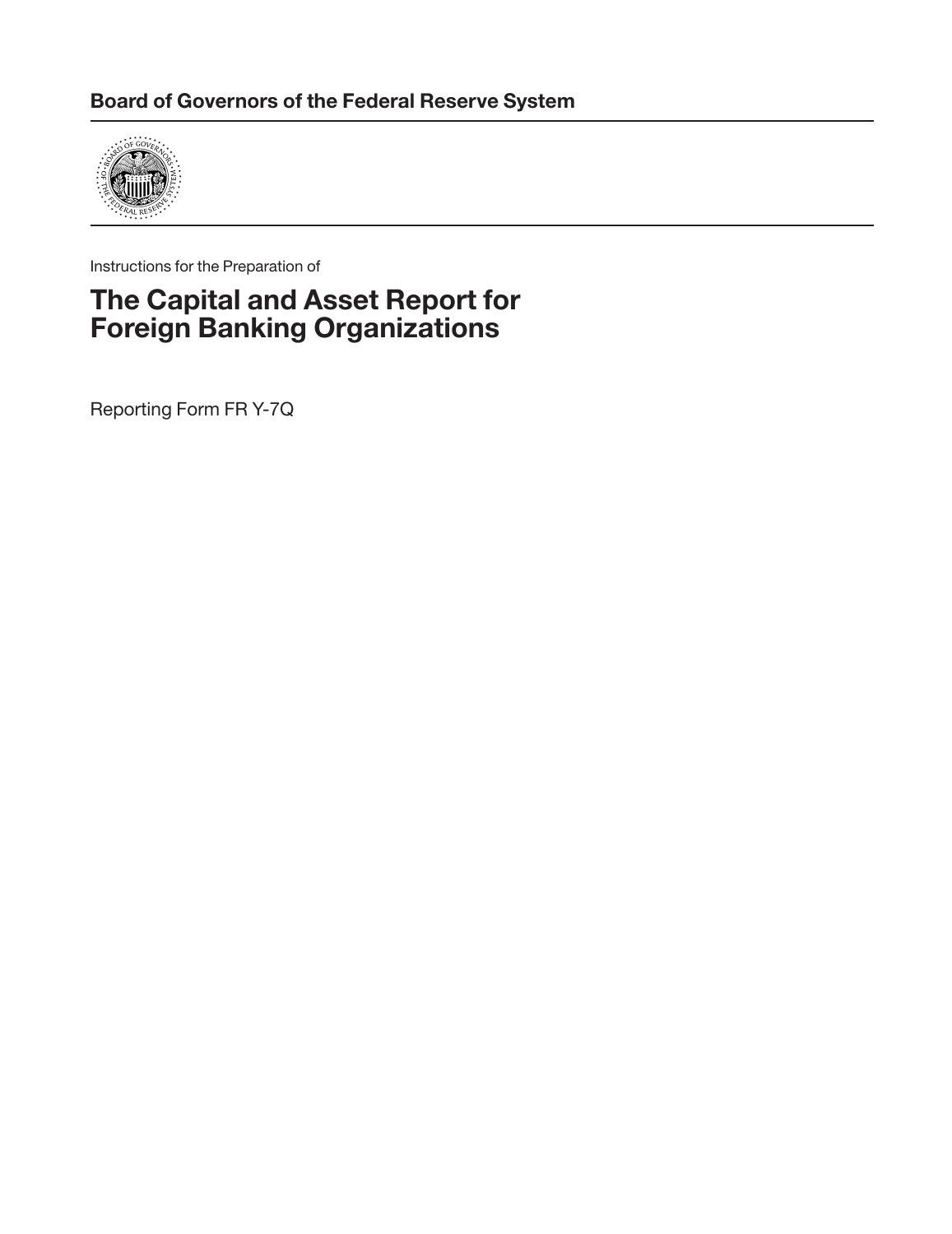**Board of Governors of the Federal Reserve System**

Instructions for the Preparation of

# The Capital and Asset Report for Foreign Banking Organizations

Reporting Form FR Y-7Q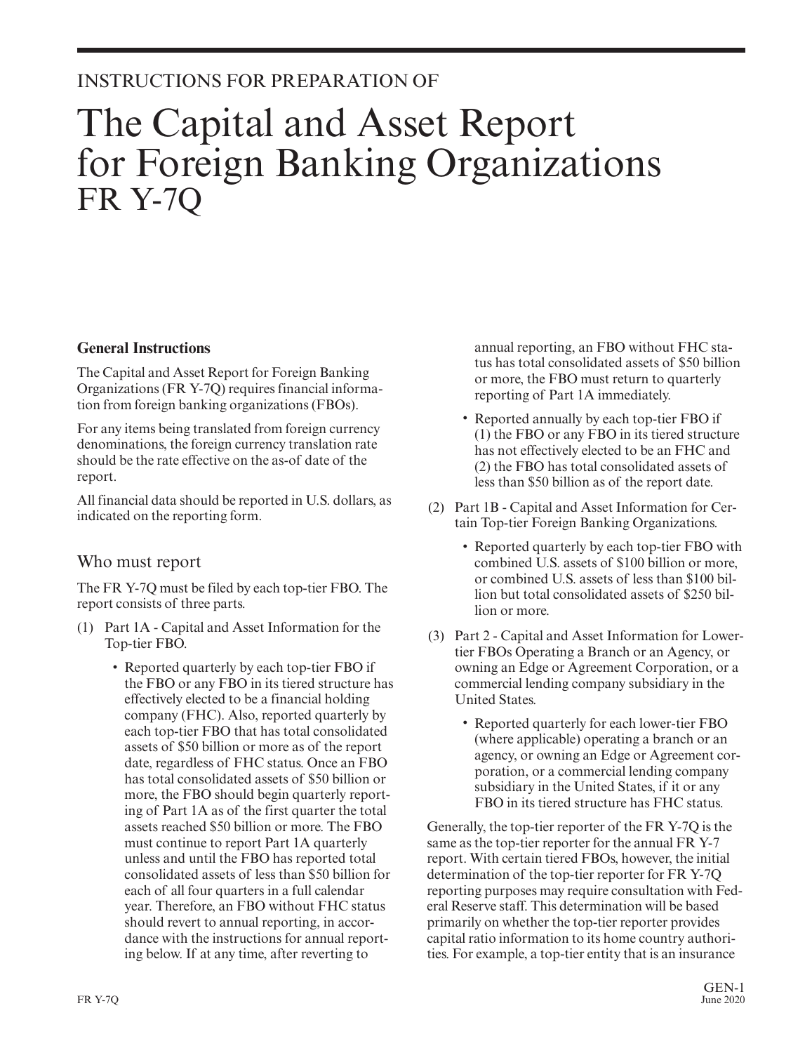INSTRUCTIONS FOR PREPARATION OF

# The Capital and Asset Report for Foreign Banking Organizations FR Y-7Q

## General Instructions

The Capital and Asset Report for Foreign Banking Organizations (FR Y-7Q) requires financial information from foreign banking organizations (FBOs).

For any items being translated from foreign currency denominations, the foreign currency translation rate should be the rate effective on the as-of date of the report.

All financial data should be reported in U.S. dollars, as indicated on the reporting form.

## Who must report

The FR Y-7Q must be filed by each top-tier FBO. The report consists of three parts.

(1) Part 1A - Capital and Asset Information for the Top-tier FBO.

- Reported quarterly by each top-tier FBO if the FBO or any FBO in its tiered structure has effectively elected to be a financial holding company (FHC). Also, reported quarterly by each top-tier FBO that has total consolidated assets of $50 billion or more as of the report date, regardless of FHC status. Once an FBO has total consolidated assets of $50 billion or more, the FBO should begin quarterly reporting of Part 1A as of the first quarter the total assets reached $50 billion or more. The FBO must continue to report Part 1A quarterly unless and until the FBO has reported total consolidated assets of less than $50 billion for each of all four quarters in a full calendar year. Therefore, an FBO without FHC status should revert to annual reporting, in accordance with the instructions for annual reporting below. If at any time, after reverting to annual reporting, an FBO without FHC status has total consolidated assets of $50 billion or more, the FBO must return to quarterly reporting of Part 1A immediately.
- Reported annually by each top-tier FBO if (1) the FBO or any FBO in its tiered structure has not effectively elected to be an FHC and (2) the FBO has total consolidated assets of less than $50 billion as of the report date.

(2) Part 1B - Capital and Asset Information for Certain Top-tier Foreign Banking Organizations.

- Reported quarterly by each top-tier FBO with combined U.S. assets of $100 billion or more, or combined U.S. assets of less than $100 billion but total consolidated assets of $250 billion or more.

(3) Part 2 - Capital and Asset Information for Lower-tier FBOs Operating a Branch or an Agency, or owning an Edge or Agreement Corporation, or a commercial lending company subsidiary in the United States.

- Reported quarterly for each lower-tier FBO (where applicable) operating a branch or an agency, or owning an Edge or Agreement corporation, or a commercial lending company subsidiary in the United States, if it or any FBO in its tiered structure has FHC status.

Generally, the top-tier reporter of the FR Y-7Q is the same as the top-tier reporter for the annual FR Y-7 report. With certain tiered FBOs, however, the initial determination of the top-tier reporter for FR Y-7Q reporting purposes may require consultation with Federal Reserve staff. This determination will be based primarily on whether the top-tier reporter provides capital ratio information to its home country authorities. For example, a top-tier entity that is an insurance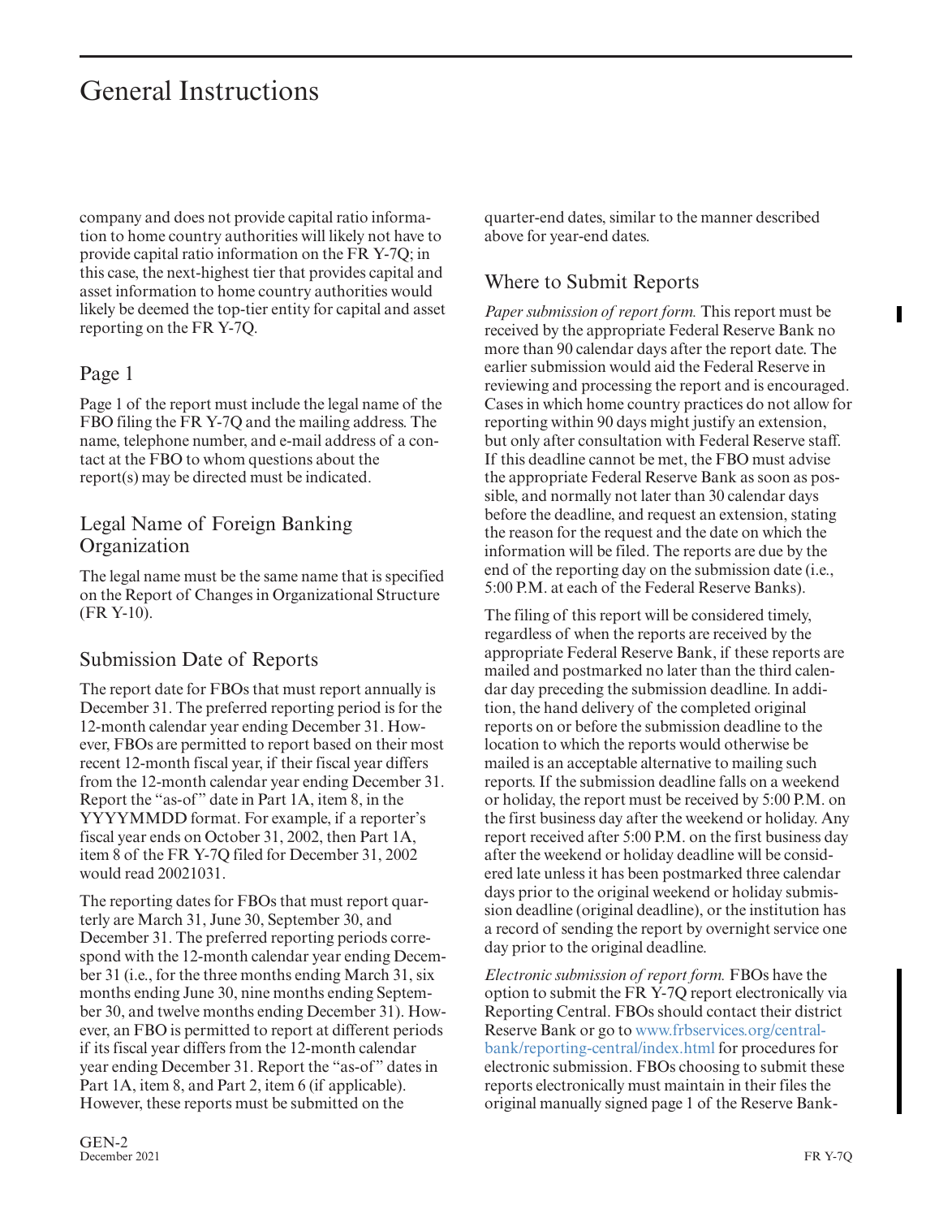# General Instructions

company and does not provide capital ratio information to home country authorities will likely not have to provide capital ratio information on the FR Y-7Q; in this case, the next-highest tier that provides capital and asset information to home country authorities would likely be deemed the top-tier entity for capital and asset reporting on the FR Y-7Q.

## Page 1

Page 1 of the report must include the legal name of the FBO filing the FR Y-7Q and the mailing address. The name, telephone number, and e-mail address of a contact at the FBO to whom questions about the report(s) may be directed must be indicated.

## Legal Name of Foreign Banking Organization

The legal name must be the same name that is specified on the Report of Changes in Organizational Structure (FR Y-10).

## Submission Date of Reports

The report date for FBOs that must report annually is December 31. The preferred reporting period is for the 12-month calendar year ending December 31. However, FBOs are permitted to report based on their most recent 12-month fiscal year, if their fiscal year differs from the 12-month calendar year ending December 31. Report the "as-of" date in Part 1A, item 8, in the YYYYMMDD format. For example, if a reporter's fiscal year ends on October 31, 2002, then Part 1A, item 8 of the FR Y-7Q filed for December 31, 2002 would read 20021031.

The reporting dates for FBOs that must report quarterly are March 31, June 30, September 30, and December 31. The preferred reporting periods correspond with the 12-month calendar year ending December 31 (i.e., for the three months ending March 31, six months ending June 30, nine months ending September 30, and twelve months ending December 31). However, an FBO is permitted to report at different periods if its fiscal year differs from the 12-month calendar year ending December 31. Report the "as-of" dates in Part 1A, item 8, and Part 2, item 6 (if applicable). However, these reports must be submitted on the quarter-end dates, similar to the manner described above for year-end dates.

## Where to Submit Reports

*Paper submission of report form.* This report must be received by the appropriate Federal Reserve Bank no more than 90 calendar days after the report date. The earlier submission would aid the Federal Reserve in reviewing and processing the report and is encouraged. Cases in which home country practices do not allow for reporting within 90 days might justify an extension, but only after consultation with Federal Reserve staff. If this deadline cannot be met, the FBO must advise the appropriate Federal Reserve Bank as soon as possible, and normally not later than 30 calendar days before the deadline, and request an extension, stating the reason for the request and the date on which the information will be filed. The reports are due by the end of the reporting day on the submission date (i.e., 5:00 P.M. at each of the Federal Reserve Banks).

The filing of this report will be considered timely, regardless of when the reports are received by the appropriate Federal Reserve Bank, if these reports are mailed and postmarked no later than the third calendar day preceding the submission deadline. In addition, the hand delivery of the completed original reports on or before the submission deadline to the location to which the reports would otherwise be mailed is an acceptable alternative to mailing such reports. If the submission deadline falls on a weekend or holiday, the report must be received by 5:00 P.M. on the first business day after the weekend or holiday. Any report received after 5:00 P.M. on the first business day after the weekend or holiday deadline will be considered late unless it has been postmarked three calendar days prior to the original weekend or holiday submission deadline (original deadline), or the institution has a record of sending the report by overnight service one day prior to the original deadline.

*Electronic submission of report form.* FBOs have the option to submit the FR Y-7Q report electronically via Reporting Central. FBOs should contact their district Reserve Bank or go to www.frbservices.org/central-bank/reporting-central/index.html for procedures for electronic submission. FBOs choosing to submit these reports electronically must maintain in their files the original manually signed page 1 of the Reserve Bank-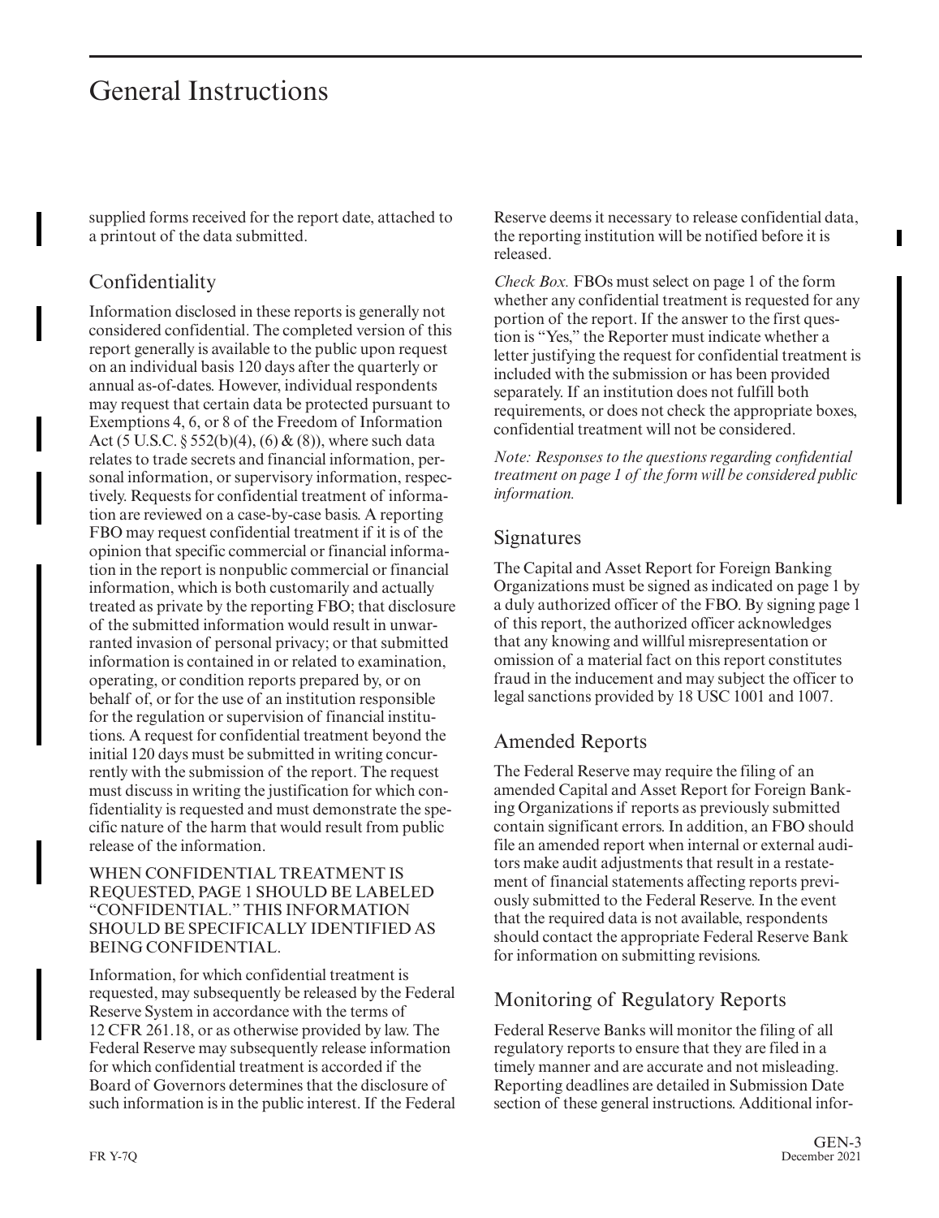supplied forms received for the report date, attached to a printout of the data submitted.

## Confidentiality

Information disclosed in these reports is generally not considered confidential. The completed version of this report generally is available to the public upon request on an individual basis 120 days after the quarterly or annual as-of-dates. However, individual respondents may request that certain data be protected pursuant to Exemptions 4, 6, or 8 of the Freedom of Information Act (5 U.S.C. § 552(b)(4), (6) & (8)), where such data relates to trade secrets and financial information, personal information, or supervisory information, respectively. Requests for confidential treatment of information are reviewed on a case-by-case basis. A reporting FBO may request confidential treatment if it is of the opinion that specific commercial or financial information in the report is nonpublic commercial or financial information, which is both customarily and actually treated as private by the reporting FBO; that disclosure of the submitted information would result in unwarranted invasion of personal privacy; or that submitted information is contained in or related to examination, operating, or condition reports prepared by, or on behalf of, or for the use of an institution responsible for the regulation or supervision of financial institutions. A request for confidential treatment beyond the initial 120 days must be submitted in writing concurrently with the submission of the report. The request must discuss in writing the justification for which confidentiality is requested and must demonstrate the specific nature of the harm that would result from public release of the information.

WHEN CONFIDENTIAL TREATMENT IS REQUESTED, PAGE 1 SHOULD BE LABELED "CONFIDENTIAL." THIS INFORMATION SHOULD BE SPECIFICALLY IDENTIFIED AS BEING CONFIDENTIAL.

Information, for which confidential treatment is requested, may subsequently be released by the Federal Reserve System in accordance with the terms of 12 CFR 261.18, or as otherwise provided by law. The Federal Reserve may subsequently release information for which confidential treatment is accorded if the Board of Governors determines that the disclosure of such information is in the public interest. If the Federal Reserve deems it necessary to release confidential data, the reporting institution will be notified before it is released.

*Check Box.* FBOs must select on page 1 of the form whether any confidential treatment is requested for any portion of the report. If the answer to the first question is "Yes," the Reporter must indicate whether a letter justifying the request for confidential treatment is included with the submission or has been provided separately. If an institution does not fulfill both requirements, or does not check the appropriate boxes, confidential treatment will not be considered.

*Note: Responses to the questions regarding confidential treatment on page 1 of the form will be considered public information.*

## Signatures

The Capital and Asset Report for Foreign Banking Organizations must be signed as indicated on page 1 by a duly authorized officer of the FBO. By signing page 1 of this report, the authorized officer acknowledges that any knowing and willful misrepresentation or omission of a material fact on this report constitutes fraud in the inducement and may subject the officer to legal sanctions provided by 18 USC 1001 and 1007.

## Amended Reports

The Federal Reserve may require the filing of an amended Capital and Asset Report for Foreign Banking Organizations if reports as previously submitted contain significant errors. In addition, an FBO should file an amended report when internal or external auditors make audit adjustments that result in a restatement of financial statements affecting reports previously submitted to the Federal Reserve. In the event that the required data is not available, respondents should contact the appropriate Federal Reserve Bank for information on submitting revisions.

## Monitoring of Regulatory Reports

Federal Reserve Banks will monitor the filing of all regulatory reports to ensure that they are filed in a timely manner and are accurate and not misleading. Reporting deadlines are detailed in Submission Date section of these general instructions. Additional infor-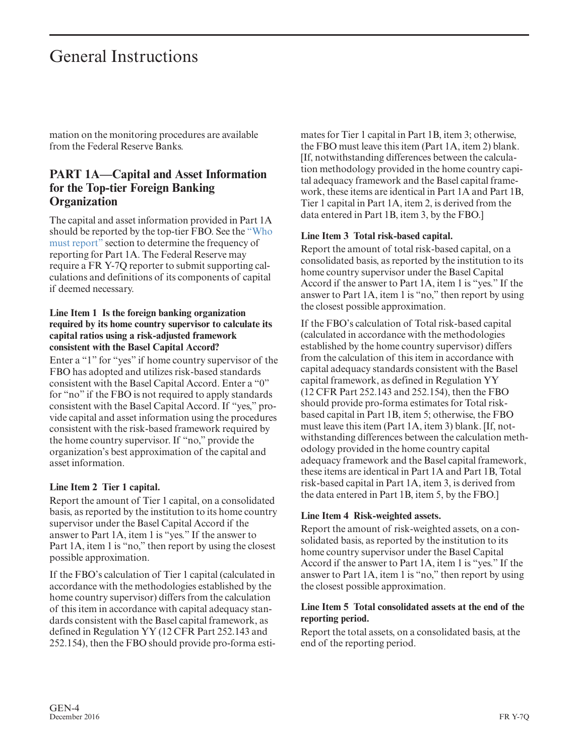mation on the monitoring procedures are available from the Federal Reserve Banks.

## PART 1A—Capital and Asset Information for the Top-tier Foreign Banking Organization

The capital and asset information provided in Part 1A should be reported by the top-tier FBO. See the "Who must report" section to determine the frequency of reporting for Part 1A. The Federal Reserve may require a FR Y-7Q reporter to submit supporting calculations and definitions of its components of capital if deemed necessary.

#### Line Item 1 Is the foreign banking organization required by its home country supervisor to calculate its capital ratios using a risk-adjusted framework consistent with the Basel Capital Accord?

Enter a "1" for "yes" if home country supervisor of the FBO has adopted and utilizes risk-based standards consistent with the Basel Capital Accord. Enter a "0" for "no" if the FBO is not required to apply standards consistent with the Basel Capital Accord. If "yes," provide capital and asset information using the procedures consistent with the risk-based framework required by the home country supervisor. If "no," provide the organization's best approximation of the capital and asset information.

#### Line Item 2 Tier 1 capital.

Report the amount of Tier 1 capital, on a consolidated basis, as reported by the institution to its home country supervisor under the Basel Capital Accord if the answer to Part 1A, item 1 is "yes." If the answer to Part 1A, item 1 is "no," then report by using the closest possible approximation.

If the FBO's calculation of Tier 1 capital (calculated in accordance with the methodologies established by the home country supervisor) differs from the calculation of this item in accordance with capital adequacy standards consistent with the Basel capital framework, as defined in Regulation YY (12 CFR Part 252.143 and 252.154), then the FBO should provide pro-forma estimates for Tier 1 capital in Part 1B, item 3; otherwise, the FBO must leave this item (Part 1A, item 2) blank. [If, notwithstanding differences between the calculation methodology provided in the home country capital adequacy framework and the Basel capital framework, these items are identical in Part 1A and Part 1B, Tier 1 capital in Part 1A, item 2, is derived from the data entered in Part 1B, item 3, by the FBO.]

#### Line Item 3 Total risk-based capital.

Report the amount of total risk-based capital, on a consolidated basis, as reported by the institution to its home country supervisor under the Basel Capital Accord if the answer to Part 1A, item 1 is "yes." If the answer to Part 1A, item 1 is "no," then report by using the closest possible approximation.

If the FBO's calculation of Total risk-based capital (calculated in accordance with the methodologies established by the home country supervisor) differs from the calculation of this item in accordance with capital adequacy standards consistent with the Basel capital framework, as defined in Regulation YY (12 CFR Part 252.143 and 252.154), then the FBO should provide pro-forma estimates for Total risk-based capital in Part 1B, item 5; otherwise, the FBO must leave this item (Part 1A, item 3) blank. [If, notwithstanding differences between the calculation methodology provided in the home country capital adequacy framework and the Basel capital framework, these items are identical in Part 1A and Part 1B, Total risk-based capital in Part 1A, item 3, is derived from the data entered in Part 1B, item 5, by the FBO.]

#### Line Item 4 Risk-weighted assets.

Report the amount of risk-weighted assets, on a consolidated basis, as reported by the institution to its home country supervisor under the Basel Capital Accord if the answer to Part 1A, item 1 is "yes." If the answer to Part 1A, item 1 is "no," then report by using the closest possible approximation.

#### Line Item 5 Total consolidated assets at the end of the reporting period.

Report the total assets, on a consolidated basis, at the end of the reporting period.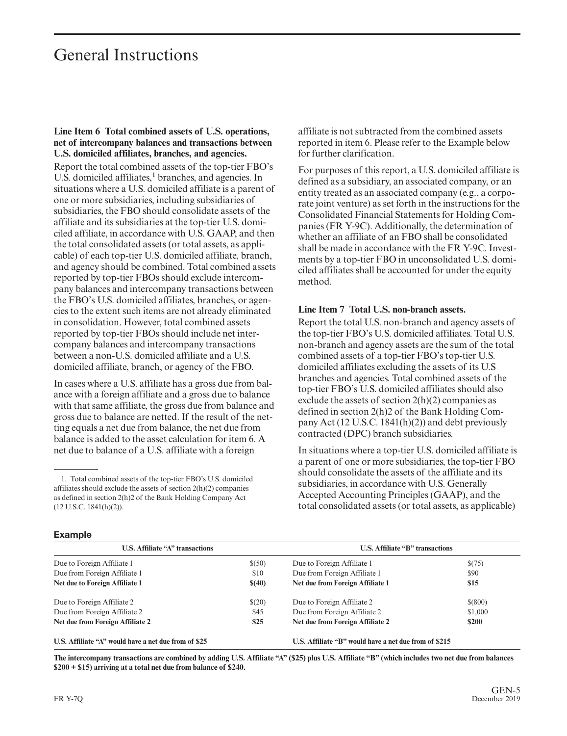# General Instructions

**Line Item 6 Total combined assets of U.S. operations, net of intercompany balances and transactions between U.S. domiciled affiliates, branches, and agencies.**

Report the total combined assets of the top-tier FBO's U.S. domiciled affiliates,[1] branches, and agencies. In situations where a U.S. domiciled affiliate is a parent of one or more subsidiaries, including subsidiaries of subsidiaries, the FBO should consolidate assets of the affiliate and its subsidiaries at the top-tier U.S. domiciled affiliate, in accordance with U.S. GAAP, and then the total consolidated assets (or total assets, as applicable) of each top-tier U.S. domiciled affiliate, branch, and agency should be combined. Total combined assets reported by top-tier FBOs should exclude intercompany balances and intercompany transactions between the FBO's U.S. domiciled affiliates, branches, or agencies to the extent such items are not already eliminated in consolidation. However, total combined assets reported by top-tier FBOs should include net intercompany balances and intercompany transactions between a non-U.S. domiciled affiliate and a U.S. domiciled affiliate, branch, or agency of the FBO.

In cases where a U.S. affiliate has a gross due from balance with a foreign affiliate and a gross due to balance with that same affiliate, the gross due from balance and gross due to balance are netted. If the result of the netting equals a net due from balance, the net due from balance is added to the asset calculation for item 6. A net due to balance of a U.S. affiliate with a foreign affiliate is not subtracted from the combined assets reported in item 6. Please refer to the Example below for further clarification.

For purposes of this report, a U.S. domiciled affiliate is defined as a subsidiary, an associated company, or an entity treated as an associated company (e.g., a corporate joint venture) as set forth in the instructions for the Consolidated Financial Statements for Holding Companies (FR Y-9C). Additionally, the determination of whether an affiliate of an FBO shall be consolidated shall be made in accordance with the FR Y-9C. Investments by a top-tier FBO in unconsolidated U.S. domiciled affiliates shall be accounted for under the equity method.

**Line Item 7 Total U.S. non-branch assets.**

Report the total U.S. non-branch and agency assets of the top-tier FBO's U.S. domiciled affiliates. Total U.S. non-branch and agency assets are the sum of the total combined assets of a top-tier FBO's top-tier U.S. domiciled affiliates excluding the assets of its U.S branches and agencies. Total combined assets of the top-tier FBO's U.S. domiciled affiliates should also exclude the assets of section 2(h)(2) companies as defined in section 2(h)2 of the Bank Holding Company Act (12 U.S.C. 1841(h)(2)) and debt previously contracted (DPC) branch subsidiaries.

In situations where a top-tier U.S. domiciled affiliate is a parent of one or more subsidiaries, the top-tier FBO should consolidate the assets of the affiliate and its subsidiaries, in accordance with U.S. Generally Accepted Accounting Principles (GAAP), and the total consolidated assets (or total assets, as applicable)

[1] Total combined assets of the top-tier FBO's U.S. domiciled affiliates should exclude the assets of section 2(h)(2) companies as defined in section 2(h)2 of the Bank Holding Company Act (12 U.S.C. 1841(h)(2)).

**Example**

| U.S. Affiliate "A" transactions | | U.S. Affiliate "B" transactions | |
|---|---|---|---|
| Due to Foreign Affiliate 1 | $(50) | Due to Foreign Affiliate 1 | $(75) |
| Due from Foreign Affiliate 1 | $10 | Due from Foreign Affiliate 1 | $90 |
| **Net due to Foreign Affiliate 1** | **$(40)** | **Net due from Foreign Affiliate 1** | **$15** |
| Due to Foreign Affiliate 2 | $(20) | Due to Foreign Affiliate 2 | $(800) |
| Due from Foreign Affiliate 2 | $45 | Due from Foreign Affiliate 2 | $1,000 |
| **Net due from Foreign Affiliate 2** | **$25** | **Net due from Foreign Affiliate 2** | **$200** |
| **U.S. Affiliate "A" would have a net due from of $25** | | **U.S. Affiliate "B" would have a net due from of $215** | |

**The intercompany transactions are combined by adding U.S. Affiliate "A" ($25) plus U.S. Affiliate "B" (which includes two net due from balances $200 + $15) arriving at a total net due from balance of $240.**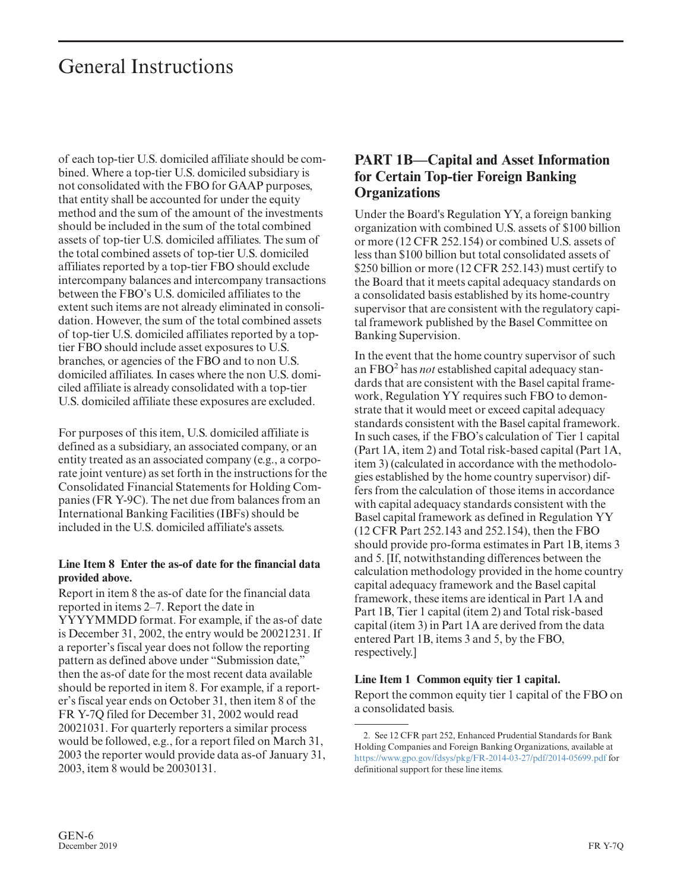of each top-tier U.S. domiciled affiliate should be combined. Where a top-tier U.S. domiciled subsidiary is not consolidated with the FBO for GAAP purposes, that entity shall be accounted for under the equity method and the sum of the amount of the investments should be included in the sum of the total combined assets of top-tier U.S. domiciled affiliates. The sum of the total combined assets of top-tier U.S. domiciled affiliates reported by a top-tier FBO should exclude intercompany balances and intercompany transactions between the FBO's U.S. domiciled affiliates to the extent such items are not already eliminated in consolidation. However, the sum of the total combined assets of top-tier U.S. domiciled affiliates reported by a top-tier FBO should include asset exposures to U.S. branches, or agencies of the FBO and to non U.S. domiciled affiliates. In cases where the non U.S. domiciled affiliate is already consolidated with a top-tier U.S. domiciled affiliate these exposures are excluded.

For purposes of this item, U.S. domiciled affiliate is defined as a subsidiary, an associated company, or an entity treated as an associated company (e.g., a corporate joint venture) as set forth in the instructions for the Consolidated Financial Statements for Holding Companies (FR Y-9C). The net due from balances from an International Banking Facilities (IBFs) should be included in the U.S. domiciled affiliate's assets.

**Line Item 8 Enter the as-of date for the financial data provided above.**

Report in item 8 the as-of date for the financial data reported in items 2–7. Report the date in YYYYMMDD format. For example, if the as-of date is December 31, 2002, the entry would be 20021231. If a reporter's fiscal year does not follow the reporting pattern as defined above under "Submission date," then the as-of date for the most recent data available should be reported in item 8. For example, if a reporter's fiscal year ends on October 31, then item 8 of the FR Y-7Q filed for December 31, 2002 would read 20021031. For quarterly reporters a similar process would be followed, e.g., for a report filed on March 31, 2003 the reporter would provide data as-of January 31, 2003, item 8 would be 20030131.

## PART 1B—Capital and Asset Information for Certain Top-tier Foreign Banking Organizations

Under the Board's Regulation YY, a foreign banking organization with combined U.S. assets of $100 billion or more (12 CFR 252.154) or combined U.S. assets of less than $100 billion but total consolidated assets of $250 billion or more (12 CFR 252.143) must certify to the Board that it meets capital adequacy standards on a consolidated basis established by its home-country supervisor that are consistent with the regulatory capital framework published by the Basel Committee on Banking Supervision.

In the event that the home country supervisor of such an FBO[2] has *not* established capital adequacy standards that are consistent with the Basel capital framework, Regulation YY requires such FBO to demonstrate that it would meet or exceed capital adequacy standards consistent with the Basel capital framework. In such cases, if the FBO's calculation of Tier 1 capital (Part 1A, item 2) and Total risk-based capital (Part 1A, item 3) (calculated in accordance with the methodologies established by the home country supervisor) differs from the calculation of those items in accordance with capital adequacy standards consistent with the Basel capital framework as defined in Regulation YY (12 CFR Part 252.143 and 252.154), then the FBO should provide pro-forma estimates in Part 1B, items 3 and 5. [If, notwithstanding differences between the calculation methodology provided in the home country capital adequacy framework and the Basel capital framework, these items are identical in Part 1A and Part 1B, Tier 1 capital (item 2) and Total risk-based capital (item 3) in Part 1A are derived from the data entered Part 1B, items 3 and 5, by the FBO, respectively.]

**Line Item 1 Common equity tier 1 capital.**

Report the common equity tier 1 capital of the FBO on a consolidated basis.

2. See 12 CFR part 252, Enhanced Prudential Standards for Bank Holding Companies and Foreign Banking Organizations, available at https://www.gpo.gov/fdsys/pkg/FR-2014-03-27/pdf/2014-05699.pdf for definitional support for these line items.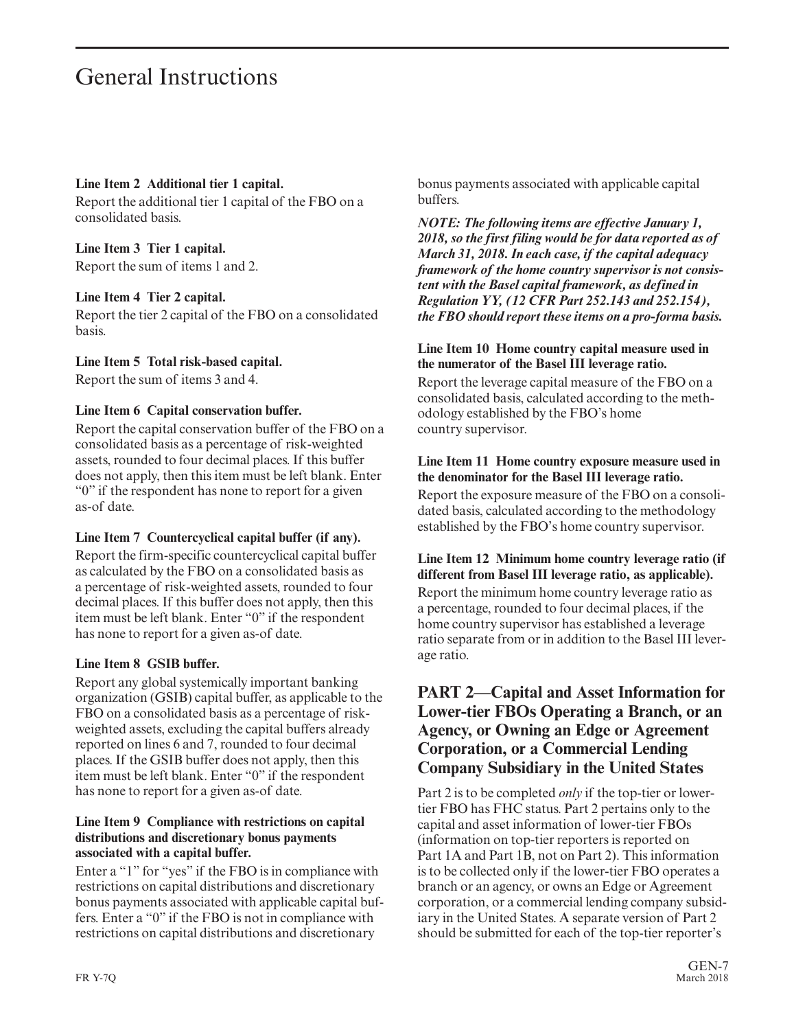# General Instructions

**Line Item 2 Additional tier 1 capital.**

Report the additional tier 1 capital of the FBO on a consolidated basis.

**Line Item 3 Tier 1 capital.**

Report the sum of items 1 and 2.

**Line Item 4 Tier 2 capital.**

Report the tier 2 capital of the FBO on a consolidated basis.

**Line Item 5 Total risk-based capital.**

Report the sum of items 3 and 4.

**Line Item 6 Capital conservation buffer.**

Report the capital conservation buffer of the FBO on a consolidated basis as a percentage of risk-weighted assets, rounded to four decimal places. If this buffer does not apply, then this item must be left blank. Enter "0" if the respondent has none to report for a given as-of date.

**Line Item 7 Countercyclical capital buffer (if any).**

Report the firm-specific countercyclical capital buffer as calculated by the FBO on a consolidated basis as a percentage of risk-weighted assets, rounded to four decimal places. If this buffer does not apply, then this item must be left blank. Enter "0" if the respondent has none to report for a given as-of date.

**Line Item 8 GSIB buffer.**

Report any global systemically important banking organization (GSIB) capital buffer, as applicable to the FBO on a consolidated basis as a percentage of risk-weighted assets, excluding the capital buffers already reported on lines 6 and 7, rounded to four decimal places. If the GSIB buffer does not apply, then this item must be left blank. Enter "0" if the respondent has none to report for a given as-of date.

**Line Item 9 Compliance with restrictions on capital distributions and discretionary bonus payments associated with a capital buffer.**

Enter a "1" for "yes" if the FBO is in compliance with restrictions on capital distributions and discretionary bonus payments associated with applicable capital buffers. Enter a "0" if the FBO is not in compliance with restrictions on capital distributions and discretionary bonus payments associated with applicable capital buffers.

***NOTE: The following items are effective January 1, 2018, so the first filing would be for data reported as of March 31, 2018. In each case, if the capital adequacy framework of the home country supervisor is not consistent with the Basel capital framework, as defined in Regulation YY, (12 CFR Part 252.143 and 252.154), the FBO should report these items on a pro-forma basis.***

**Line Item 10 Home country capital measure used in the numerator of the Basel III leverage ratio.**

Report the leverage capital measure of the FBO on a consolidated basis, calculated according to the methodology established by the FBO's home country supervisor.

**Line Item 11 Home country exposure measure used in the denominator for the Basel III leverage ratio.**

Report the exposure measure of the FBO on a consolidated basis, calculated according to the methodology established by the FBO's home country supervisor.

**Line Item 12 Minimum home country leverage ratio (if different from Basel III leverage ratio, as applicable).**

Report the minimum home country leverage ratio as a percentage, rounded to four decimal places, if the home country supervisor has established a leverage ratio separate from or in addition to the Basel III leverage ratio.

## PART 2—Capital and Asset Information for Lower-tier FBOs Operating a Branch, or an Agency, or Owning an Edge or Agreement Corporation, or a Commercial Lending Company Subsidiary in the United States

Part 2 is to be completed *only* if the top-tier or lower-tier FBO has FHC status. Part 2 pertains only to the capital and asset information of lower-tier FBOs (information on top-tier reporters is reported on Part 1A and Part 1B, not on Part 2). This information is to be collected only if the lower-tier FBO operates a branch or an agency, or owns an Edge or Agreement corporation, or a commercial lending company subsidiary in the United States. A separate version of Part 2 should be submitted for each of the top-tier reporter's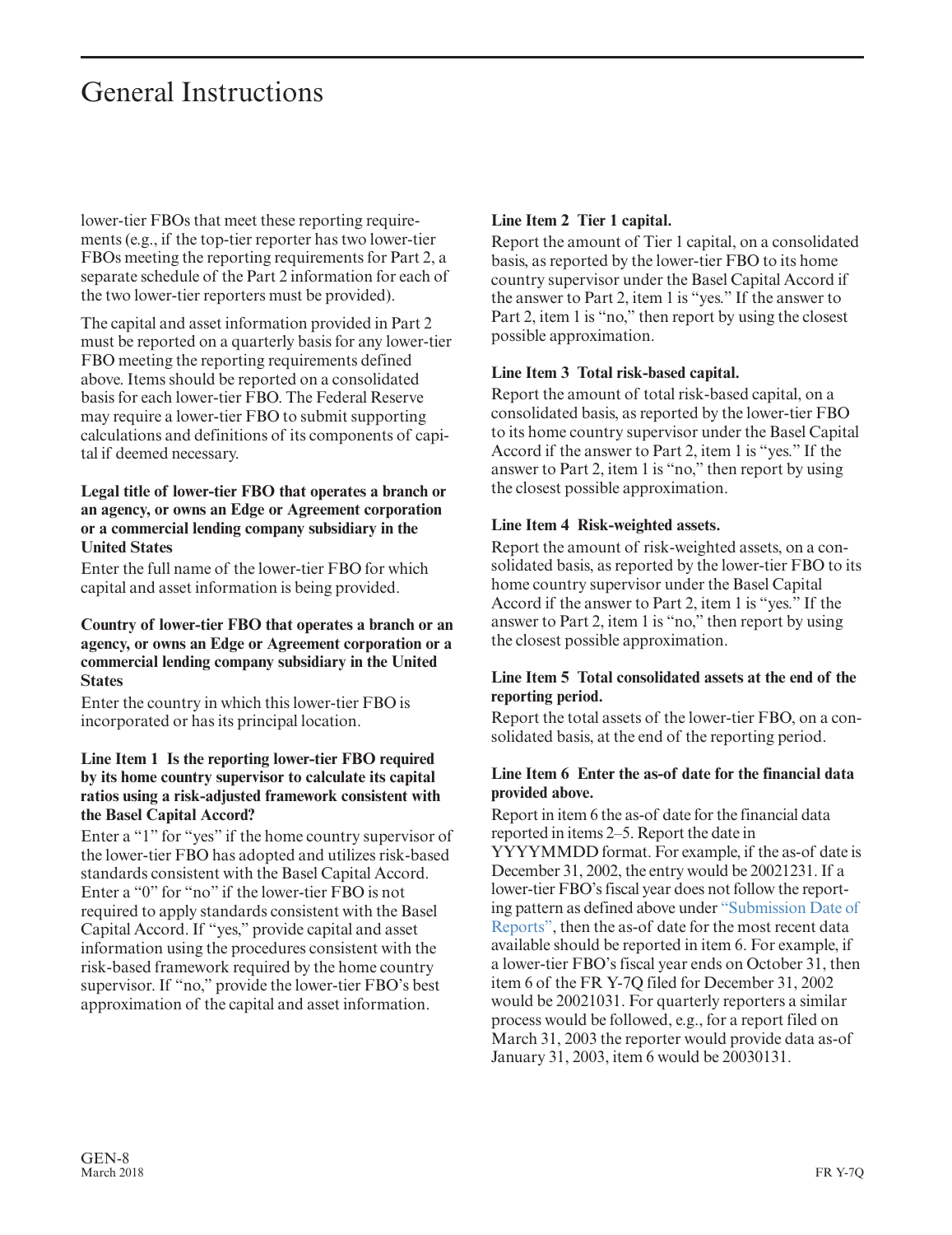lower-tier FBOs that meet these reporting requirements (e.g., if the top-tier reporter has two lower-tier FBOs meeting the reporting requirements for Part 2, a separate schedule of the Part 2 information for each of the two lower-tier reporters must be provided).

The capital and asset information provided in Part 2 must be reported on a quarterly basis for any lower-tier FBO meeting the reporting requirements defined above. Items should be reported on a consolidated basis for each lower-tier FBO. The Federal Reserve may require a lower-tier FBO to submit supporting calculations and definitions of its components of capital if deemed necessary.

**Legal title of lower-tier FBO that operates a branch or an agency, or owns an Edge or Agreement corporation or a commercial lending company subsidiary in the United States**

Enter the full name of the lower-tier FBO for which capital and asset information is being provided.

**Country of lower-tier FBO that operates a branch or an agency, or owns an Edge or Agreement corporation or a commercial lending company subsidiary in the United States**

Enter the country in which this lower-tier FBO is incorporated or has its principal location.

**Line Item 1 Is the reporting lower-tier FBO required by its home country supervisor to calculate its capital ratios using a risk-adjusted framework consistent with the Basel Capital Accord?**

Enter a "1" for "yes" if the home country supervisor of the lower-tier FBO has adopted and utilizes risk-based standards consistent with the Basel Capital Accord. Enter a "0" for "no" if the lower-tier FBO is not required to apply standards consistent with the Basel Capital Accord. If "yes," provide capital and asset information using the procedures consistent with the risk-based framework required by the home country supervisor. If "no," provide the lower-tier FBO's best approximation of the capital and asset information.

**Line Item 2 Tier 1 capital.**

Report the amount of Tier 1 capital, on a consolidated basis, as reported by the lower-tier FBO to its home country supervisor under the Basel Capital Accord if the answer to Part 2, item 1 is "yes." If the answer to Part 2, item 1 is "no," then report by using the closest possible approximation.

**Line Item 3 Total risk-based capital.**

Report the amount of total risk-based capital, on a consolidated basis, as reported by the lower-tier FBO to its home country supervisor under the Basel Capital Accord if the answer to Part 2, item 1 is "yes." If the answer to Part 2, item 1 is "no," then report by using the closest possible approximation.

**Line Item 4 Risk-weighted assets.**

Report the amount of risk-weighted assets, on a consolidated basis, as reported by the lower-tier FBO to its home country supervisor under the Basel Capital Accord if the answer to Part 2, item 1 is "yes." If the answer to Part 2, item 1 is "no," then report by using the closest possible approximation.

**Line Item 5 Total consolidated assets at the end of the reporting period.**

Report the total assets of the lower-tier FBO, on a consolidated basis, at the end of the reporting period.

**Line Item 6 Enter the as-of date for the financial data provided above.**

Report in item 6 the as-of date for the financial data reported in items 2–5. Report the date in YYYYMMDD format. For example, if the as-of date is December 31, 2002, the entry would be 20021231. If a lower-tier FBO's fiscal year does not follow the reporting pattern as defined above under "Submission Date of Reports", then the as-of date for the most recent data available should be reported in item 6. For example, if a lower-tier FBO's fiscal year ends on October 31, then item 6 of the FR Y-7Q filed for December 31, 2002 would be 20021031. For quarterly reporters a similar process would be followed, e.g., for a report filed on March 31, 2003 the reporter would provide data as-of January 31, 2003, item 6 would be 20030131.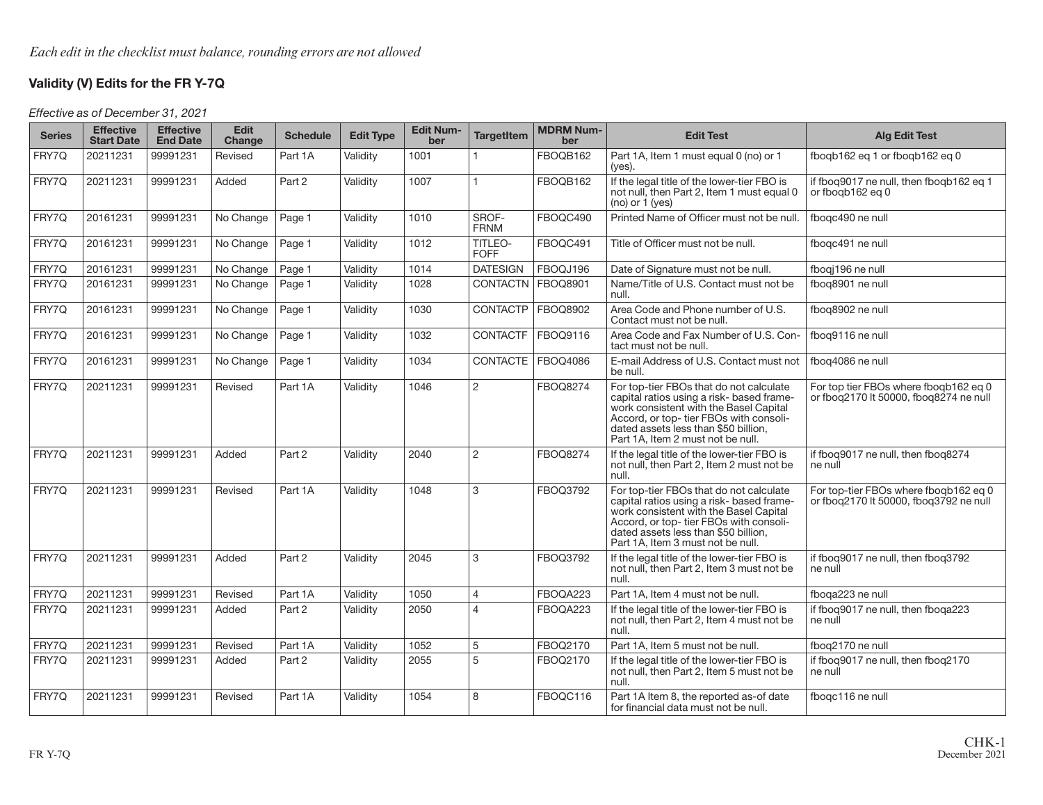*Each edit in the checklist must balance, rounding errors are not allowed*

## Validity (V) Edits for the FR Y-7Q

*Effective as of December 31, 2021*

| Series | Effective Start Date | Effective End Date | Edit Change | Schedule | Edit Type | Edit Number | TargetItem | MDRM Number | Edit Test | Alg Edit Test |
|---|---|---|---|---|---|---|---|---|---|---|
| FRY7Q | 20211231 | 99991231 | Revised | Part 1A | Validity | 1001 | 1 | FBOQB162 | Part 1A, Item 1 must equal 0 (no) or 1 (yes). | fboqb162 eq 1 or fboqb162 eq 0 |
| FRY7Q | 20211231 | 99991231 | Added | Part 2 | Validity | 1007 | 1 | FBOQB162 | If the legal title of the lower-tier FBO is not null, then Part 2, Item 1 must equal 0 (no) or 1 (yes) | if fboq9017 ne null, then fboqb162 eq 1 or fboqb162 eq 0 |
| FRY7Q | 20161231 | 99991231 | No Change | Page 1 | Validity | 1010 | SROF-FRNM | FBOQC490 | Printed Name of Officer must not be null. | fboqc490 ne null |
| FRY7Q | 20161231 | 99991231 | No Change | Page 1 | Validity | 1012 | TITLEO-FOFF | FBOQC491 | Title of Officer must not be null. | fboqc491 ne null |
| FRY7Q | 20161231 | 99991231 | No Change | Page 1 | Validity | 1014 | DATESIGN | FBOQJ196 | Date of Signature must not be null. | fboqj196 ne null |
| FRY7Q | 20161231 | 99991231 | No Change | Page 1 | Validity | 1028 | CONTACTN | FBOQ8901 | Name/Title of U.S. Contact must not be null. | fboq8901 ne null |
| FRY7Q | 20161231 | 99991231 | No Change | Page 1 | Validity | 1030 | CONTACTP | FBOQ8902 | Area Code and Phone number of U.S. Contact must not be null. | fboq8902 ne null |
| FRY7Q | 20161231 | 99991231 | No Change | Page 1 | Validity | 1032 | CONTACTF | FBOQ9116 | Area Code and Fax Number of U.S. Contact must not be null. | fboq9116 ne null |
| FRY7Q | 20161231 | 99991231 | No Change | Page 1 | Validity | 1034 | CONTACTE | FBOQ4086 | E-mail Address of U.S. Contact must not be null. | fboq4086 ne null |
| FRY7Q | 20211231 | 99991231 | Revised | Part 1A | Validity | 1046 | 2 | FBOQ8274 | For top-tier FBOs that do not calculate capital ratios using a risk- based framework consistent with the Basel Capital Accord, or top- tier FBOs with consolidated assets less than $50 billion, Part 1A, Item 2 must not be null. | For top tier FBOs where fboqb162 eq 0 or fboq2170 lt 50000, fboq8274 ne null |
| FRY7Q | 20211231 | 99991231 | Added | Part 2 | Validity | 2040 | 2 | FBOQ8274 | If the legal title of the lower-tier FBO is not null, then Part 2, Item 2 must not be null. | if fboq9017 ne null, then fboq8274 ne null |
| FRY7Q | 20211231 | 99991231 | Revised | Part 1A | Validity | 1048 | 3 | FBOQ3792 | For top-tier FBOs that do not calculate capital ratios using a risk- based framework consistent with the Basel Capital Accord, or top- tier FBOs with consolidated assets less than $50 billion, Part 1A, Item 3 must not be null. | For top-tier FBOs where fboqb162 eq 0 or fboq2170 lt 50000, fboq3792 ne null |
| FRY7Q | 20211231 | 99991231 | Added | Part 2 | Validity | 2045 | 3 | FBOQ3792 | If the legal title of the lower-tier FBO is not null, then Part 2, Item 3 must not be null. | if fboq9017 ne null, then fboq3792 ne null |
| FRY7Q | 20211231 | 99991231 | Revised | Part 1A | Validity | 1050 | 4 | FBOQA223 | Part 1A, Item 4 must not be null. | fboqa223 ne null |
| FRY7Q | 20211231 | 99991231 | Added | Part 2 | Validity | 2050 | 4 | FBOQA223 | If the legal title of the lower-tier FBO is not null, then Part 2, Item 4 must not be null. | if fboq9017 ne null, then fboqa223 ne null |
| FRY7Q | 20211231 | 99991231 | Revised | Part 1A | Validity | 1052 | 5 | FBOQ2170 | Part 1A, Item 5 must not be null. | fboq2170 ne null |
| FRY7Q | 20211231 | 99991231 | Added | Part 2 | Validity | 2055 | 5 | FBOQ2170 | If the legal title of the lower-tier FBO is not null, then Part 2, Item 5 must not be null. | if fboq9017 ne null, then fboq2170 ne null |
| FRY7Q | 20211231 | 99991231 | Revised | Part 1A | Validity | 1054 | 8 | FBOQC116 | Part 1A Item 8, the reported as-of date for financial data must not be null. | fboqc116 ne null |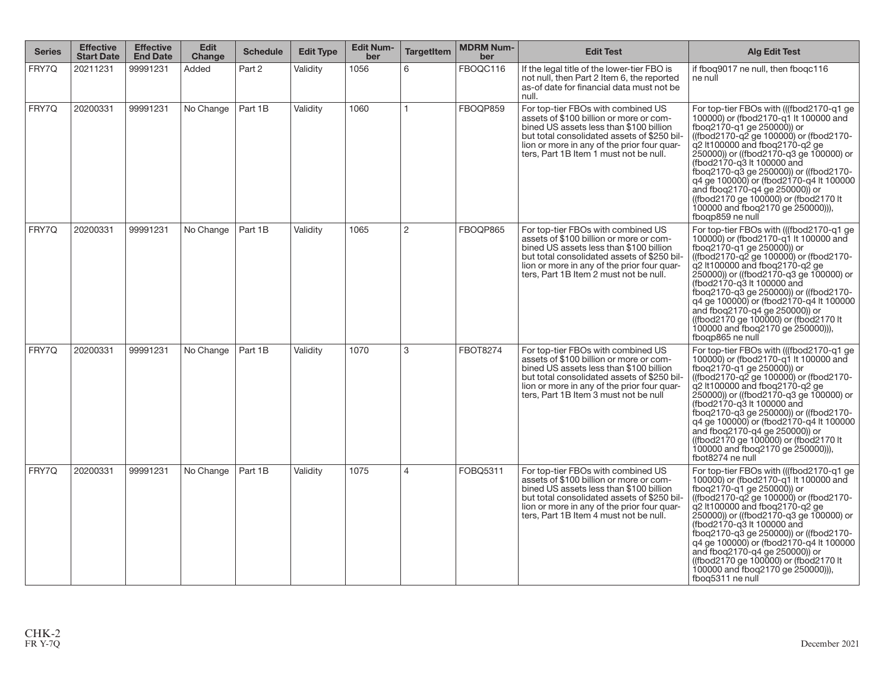| Series | Effective Start Date | Effective End Date | Edit Change | Schedule | Edit Type | Edit Number | TargetItem | MDRM Number | Edit Test | Alg Edit Test |
|---|---|---|---|---|---|---|---|---|---|---|
| FRY7Q | 20211231 | 99991231 | Added | Part 2 | Validity | 1056 | 6 | FBOQC116 | If the legal title of the lower-tier FBO is not null, then Part 2 Item 6, the reported as-of date for financial data must not be null. | if fboq9017 ne null, then fboqc116 ne null |
| FRY7Q | 20200331 | 99991231 | No Change | Part 1B | Validity | 1060 | 1 | FBOQP859 | For top-tier FBOs with combined US assets of $100 billion or more or combined US assets less than $100 billion but total consolidated assets of $250 billion or more in any of the prior four quarters, Part 1B Item 1 must not be null. | For top-tier FBOs with (((fbod2170-q1 ge 100000) or (fbod2170-q1 lt 100000 and fboq2170-q1 ge 250000)) or ((fbod2170-q2 ge 100000) or (fbod2170-q2 lt100000 and fboq2170-q2 ge 250000)) or ((fbod2170-q3 ge 100000) or (fbod2170-q3 lt 100000 and fboq2170-q3 ge 250000)) or ((fbod2170-q4 ge 100000) or (fbod2170-q4 lt 100000 and fboq2170-q4 ge 250000)) or ((fbod2170 ge 100000) or (fbod2170 lt 100000 and fboq2170 ge 250000))), fboqp859 ne null |
| FRY7Q | 20200331 | 99991231 | No Change | Part 1B | Validity | 1065 | 2 | FBOQP865 | For top-tier FBOs with combined US assets of $100 billion or more or combined US assets less than $100 billion but total consolidated assets of $250 billion or more in any of the prior four quarters, Part 1B Item 2 must not be null. | For top-tier FBOs with (((fbod2170-q1 ge 100000) or (fbod2170-q1 lt 100000 and fboq2170-q1 ge 250000)) or ((fbod2170-q2 ge 100000) or (fbod2170-q2 lt100000 and fboq2170-q2 ge 250000)) or ((fbod2170-q3 ge 100000) or (fbod2170-q3 lt 100000 and fboq2170-q3 ge 250000)) or ((fbod2170-q4 ge 100000) or (fbod2170-q4 lt 100000 and fboq2170-q4 ge 250000)) or ((fbod2170 ge 100000) or (fbod2170 lt 100000 and fboq2170 ge 250000))), fboqp865 ne null |
| FRY7Q | 20200331 | 99991231 | No Change | Part 1B | Validity | 1070 | 3 | FBOT8274 | For top-tier FBOs with combined US assets of $100 billion or more or combined US assets less than $100 billion but total consolidated assets of $250 billion or more in any of the prior four quarters, Part 1B Item 3 must not be null | For top-tier FBOs with (((fbod2170-q1 ge 100000) or (fbod2170-q1 lt 100000 and fboq2170-q1 ge 250000)) or ((fbod2170-q2 ge 100000) or (fbod2170-q2 lt100000 and fboq2170-q2 ge 250000)) or ((fbod2170-q3 ge 100000) or (fbod2170-q3 lt 100000 and fboq2170-q3 ge 250000)) or ((fbod2170-q4 ge 100000) or (fbod2170-q4 lt 100000 and fboq2170-q4 ge 250000)) or ((fbod2170 ge 100000) or (fbod2170 lt 100000 and fboq2170 ge 250000))), fbot8274 ne null |
| FRY7Q | 20200331 | 99991231 | No Change | Part 1B | Validity | 1075 | 4 | FOBQ5311 | For top-tier FBOs with combined US assets of $100 billion or more or combined US assets less than $100 billion but total consolidated assets of $250 billion or more in any of the prior four quarters, Part 1B Item 4 must not be null. | For top-tier FBOs with (((fbod2170-q1 ge 100000) or (fbod2170-q1 lt 100000 and fboq2170-q1 ge 250000)) or ((fbod2170-q2 ge 100000) or (fbod2170-q2 lt100000 and fboq2170-q2 ge 250000)) or ((fbod2170-q3 ge 100000) or (fbod2170-q3 lt 100000 and fboq2170-q3 ge 250000)) or ((fbod2170-q4 ge 100000) or (fbod2170-q4 lt 100000 and fboq2170-q4 ge 250000)) or ((fbod2170 ge 100000) or (fbod2170 lt 100000 and fboq2170 ge 250000))), fboq5311 ne null |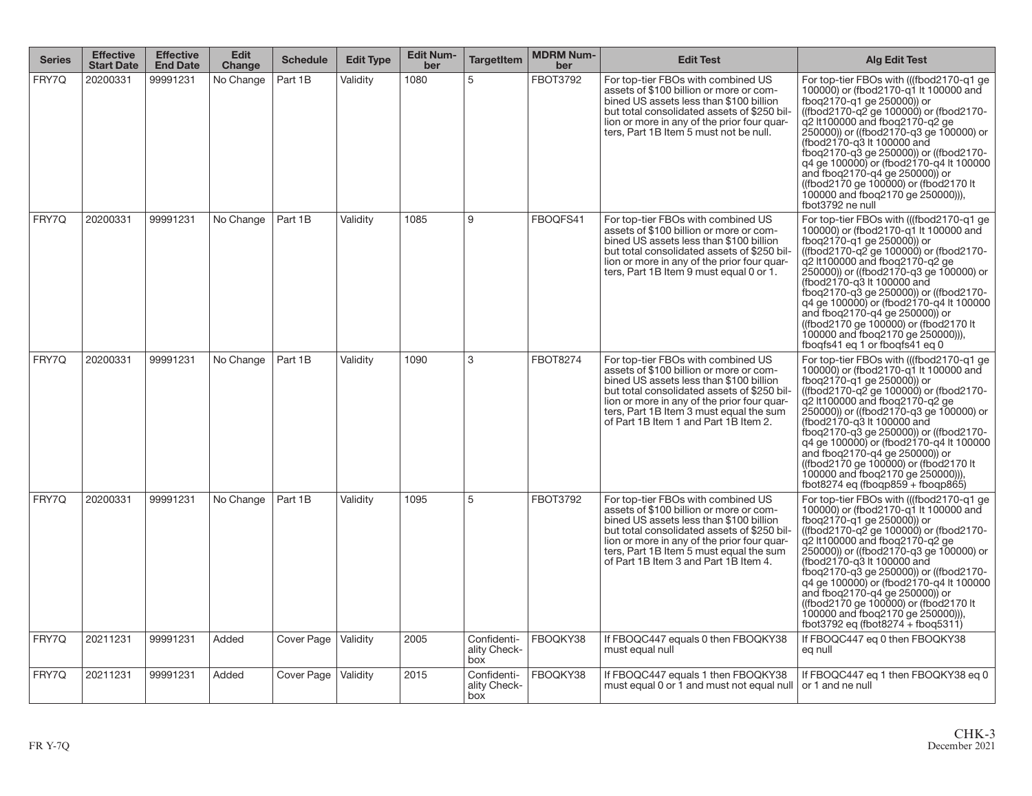| Series | Effective Start Date | Effective End Date | Edit Change | Schedule | Edit Type | Edit Number | TargetItem | MDRM Number | Edit Test | Alg Edit Test |
|---|---|---|---|---|---|---|---|---|---|---|
| FRY7Q | 20200331 | 99991231 | No Change | Part 1B | Validity | 1080 | 5 | FBOT3792 | For top-tier FBOs with combined US assets of $100 billion or more or combined US assets less than $100 billion but total consolidated assets of $250 billion or more in any of the prior four quarters, Part 1B Item 5 must not be null. | For top-tier FBOs with (((fbod2170-q1 ge 100000) or (fbod2170-q1 lt 100000 and fboq2170-q1 ge 250000)) or ((fbod2170-q2 ge 100000) or (fbod2170-q2 lt100000 and fboq2170-q2 ge 250000)) or ((fbod2170-q3 ge 100000) or (fbod2170-q3 lt 100000 and fboq2170-q3 ge 250000)) or ((fbod2170-q4 ge 100000) or (fbod2170-q4 lt 100000 and fboq2170-q4 ge 250000)) or ((fbod2170 ge 100000) or (fbod2170 lt 100000 and fboq2170 ge 250000))), fbot3792 ne null |
| FRY7Q | 20200331 | 99991231 | No Change | Part 1B | Validity | 1085 | 9 | FBOQFS41 | For top-tier FBOs with combined US assets of $100 billion or more or combined US assets less than $100 billion but total consolidated assets of $250 billion or more in any of the prior four quarters, Part 1B Item 9 must equal 0 or 1. | For top-tier FBOs with (((fbod2170-q1 ge 100000) or (fbod2170-q1 lt 100000 and fboq2170-q1 ge 250000)) or ((fbod2170-q2 ge 100000) or (fbod2170-q2 lt100000 and fboq2170-q2 ge 250000)) or ((fbod2170-q3 ge 100000) or (fbod2170-q3 lt 100000 and fboq2170-q3 ge 250000)) or ((fbod2170-q4 ge 100000) or (fbod2170-q4 lt 100000 and fboq2170-q4 ge 250000)) or ((fbod2170 ge 100000) or (fbod2170 lt 100000 and fboq2170 ge 250000))), fboqfs41 eq 1 or fboqfs41 eq 0 |
| FRY7Q | 20200331 | 99991231 | No Change | Part 1B | Validity | 1090 | 3 | FBOT8274 | For top-tier FBOs with combined US assets of $100 billion or more or combined US assets less than $100 billion but total consolidated assets of $250 billion or more in any of the prior four quarters, Part 1B Item 3 must equal the sum of Part 1B Item 1 and Part 1B Item 2. | For top-tier FBOs with (((fbod2170-q1 ge 100000) or (fbod2170-q1 lt 100000 and fboq2170-q1 ge 250000)) or ((fbod2170-q2 ge 100000) or (fbod2170-q2 lt100000 and fboq2170-q2 ge 250000)) or ((fbod2170-q3 ge 100000) or (fbod2170-q3 lt 100000 and fboq2170-q3 ge 250000)) or ((fbod2170-q4 ge 100000) or (fbod2170-q4 lt 100000 and fboq2170-q4 ge 250000)) or ((fbod2170 ge 100000) or (fbod2170 lt 100000 and fboq2170 ge 250000))), fbot8274 eq (fboqp859 + fboqp865) |
| FRY7Q | 20200331 | 99991231 | No Change | Part 1B | Validity | 1095 | 5 | FBOT3792 | For top-tier FBOs with combined US assets of $100 billion or more or combined US assets less than $100 billion but total consolidated assets of $250 billion or more in any of the prior four quarters, Part 1B Item 5 must equal the sum of Part 1B Item 3 and Part 1B Item 4. | For top-tier FBOs with (((fbod2170-q1 ge 100000) or (fbod2170-q1 lt 100000 and fboq2170-q1 ge 250000)) or ((fbod2170-q2 ge 100000) or (fbod2170-q2 lt100000 and fboq2170-q2 ge 250000)) or ((fbod2170-q3 ge 100000) or (fbod2170-q3 lt 100000 and fboq2170-q3 ge 250000)) or ((fbod2170-q4 ge 100000) or (fbod2170-q4 lt 100000 and fboq2170-q4 ge 250000)) or ((fbod2170 ge 100000) or (fbod2170 lt 100000 and fboq2170 ge 250000))), fbot3792 eq (fbot8274 + fboq5311) |
| FRY7Q | 20211231 | 99991231 | Added | Cover Page | Validity | 2005 | Confidentiality Checkbox | FBOQKY38 | If FBOQC447 equals 0 then FBOQKY38 must equal null | If FBOQC447 eq 0 then FBOQKY38 eq null |
| FRY7Q | 20211231 | 99991231 | Added | Cover Page | Validity | 2015 | Confidentiality Checkbox | FBOQKY38 | If FBOQC447 equals 1 then FBOQKY38 must equal 0 or 1 and must not equal null | If FBOQC447 eq 1 then FBOQKY38 eq 0 or 1 and ne null |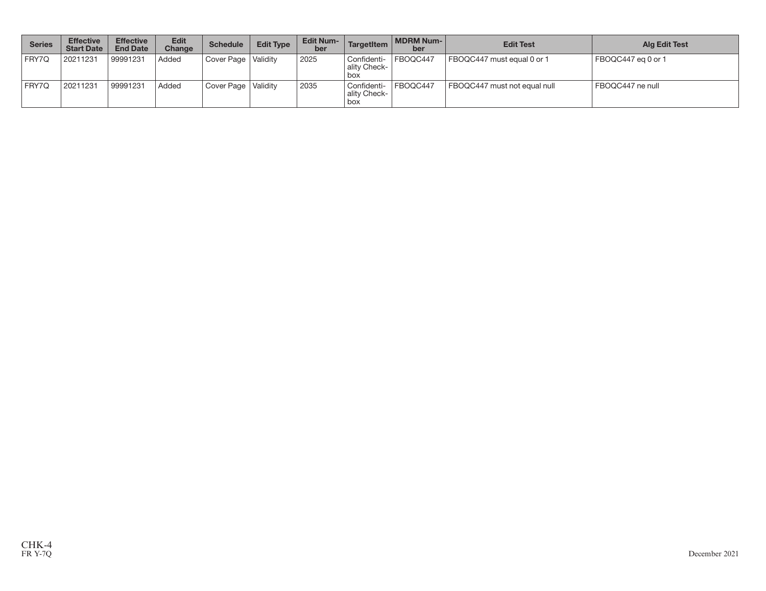| Series | Effective Start Date | Effective End Date | Edit Change | Schedule | Edit Type | Edit Number | TargetItem | MDRM Number | Edit Test | Alg Edit Test |
|---|---|---|---|---|---|---|---|---|---|---|
| FRY7Q | 20211231 | 99991231 | Added | Cover Page | Validity | 2025 | Confidentiality Checkbox | FBOQC447 | FBOQC447 must equal 0 or 1 | FBOQC447 eq 0 or 1 |
| FRY7Q | 20211231 | 99991231 | Added | Cover Page | Validity | 2035 | Confidentiality Checkbox | FBOQC447 | FBOQC447 must not equal null | FBOQC447 ne null |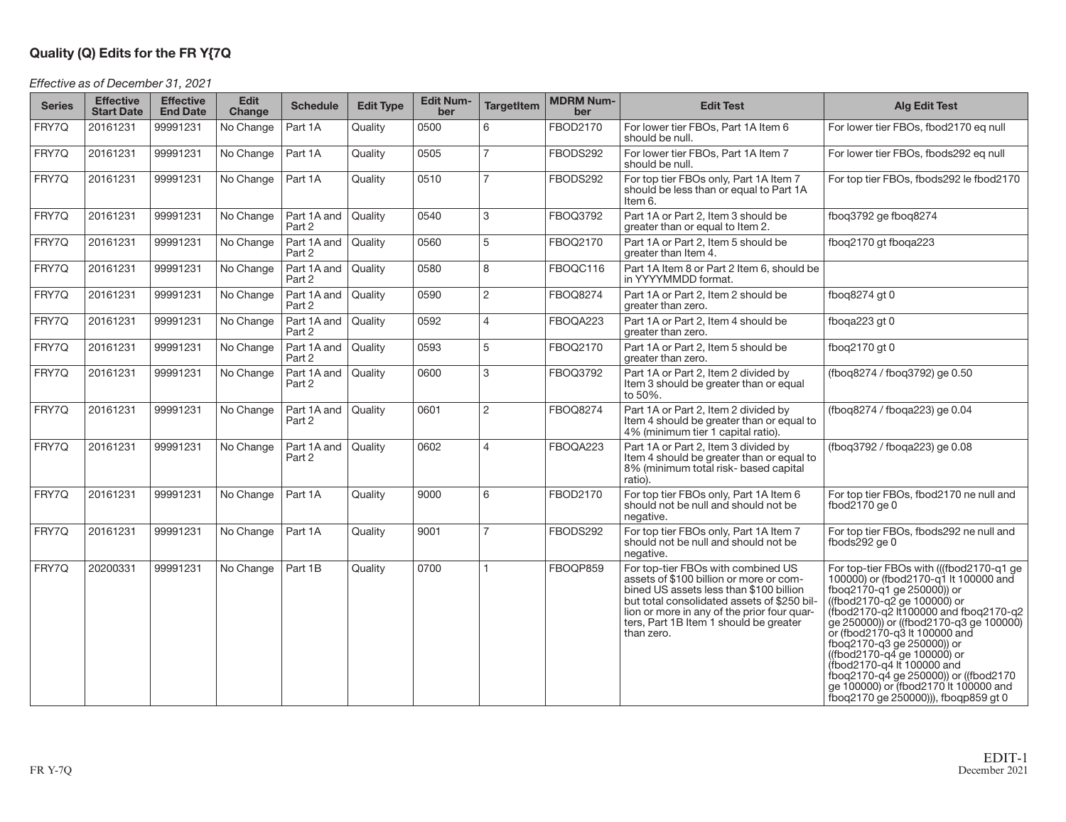## Quality (Q) Edits for the FR Y{7Q

*Effective as of December 31, 2021*

| Series | Effective Start Date | Effective End Date | Edit Change | Schedule | Edit Type | Edit Number | TargetItem | MDRM Number | Edit Test | Alg Edit Test |
|---|---|---|---|---|---|---|---|---|---|---|
| FRY7Q | 20161231 | 99991231 | No Change | Part 1A | Quality | 0500 | 6 | FBOD2170 | For lower tier FBOs, Part 1A Item 6 should be null. | For lower tier FBOs, fbod2170 eq null |
| FRY7Q | 20161231 | 99991231 | No Change | Part 1A | Quality | 0505 | 7 | FBODS292 | For lower tier FBOs, Part 1A Item 7 should be null. | For lower tier FBOs, fbods292 eq null |
| FRY7Q | 20161231 | 99991231 | No Change | Part 1A | Quality | 0510 | 7 | FBODS292 | For top tier FBOs only, Part 1A Item 7 should be less than or equal to Part 1A Item 6. | For top tier FBOs, fbods292 le fbod2170 |
| FRY7Q | 20161231 | 99991231 | No Change | Part 1A and Part 2 | Quality | 0540 | 3 | FBOQ3792 | Part 1A or Part 2, Item 3 should be greater than or equal to Item 2. | fboq3792 ge fboq8274 |
| FRY7Q | 20161231 | 99991231 | No Change | Part 1A and Part 2 | Quality | 0560 | 5 | FBOQ2170 | Part 1A or Part 2, Item 5 should be greater than Item 4. | fboq2170 gt fboqa223 |
| FRY7Q | 20161231 | 99991231 | No Change | Part 1A and Part 2 | Quality | 0580 | 8 | FBOQC116 | Part 1A Item 8 or Part 2 Item 6, should be in YYYYMMDD format. | |
| FRY7Q | 20161231 | 99991231 | No Change | Part 1A and Part 2 | Quality | 0590 | 2 | FBOQ8274 | Part 1A or Part 2, Item 2 should be greater than zero. | fboq8274 gt 0 |
| FRY7Q | 20161231 | 99991231 | No Change | Part 1A and Part 2 | Quality | 0592 | 4 | FBOQA223 | Part 1A or Part 2, Item 4 should be greater than zero. | fboqa223 gt 0 |
| FRY7Q | 20161231 | 99991231 | No Change | Part 1A and Part 2 | Quality | 0593 | 5 | FBOQ2170 | Part 1A or Part 2, Item 5 should be greater than zero. | fboq2170 gt 0 |
| FRY7Q | 20161231 | 99991231 | No Change | Part 1A and Part 2 | Quality | 0600 | 3 | FBOQ3792 | Part 1A or Part 2, Item 2 divided by Item 3 should be greater than or equal to 50%. | (fboq8274 / fboq3792) ge 0.50 |
| FRY7Q | 20161231 | 99991231 | No Change | Part 1A and Part 2 | Quality | 0601 | 2 | FBOQ8274 | Part 1A or Part 2, Item 2 divided by Item 4 should be greater than or equal to 4% (minimum tier 1 capital ratio). | (fboq8274 / fboqa223) ge 0.04 |
| FRY7Q | 20161231 | 99991231 | No Change | Part 1A and Part 2 | Quality | 0602 | 4 | FBOQA223 | Part 1A or Part 2, Item 3 divided by Item 4 should be greater than or equal to 8% (minimum total risk- based capital ratio). | (fboq3792 / fboqa223) ge 0.08 |
| FRY7Q | 20161231 | 99991231 | No Change | Part 1A | Quality | 9000 | 6 | FBOD2170 | For top tier FBOs only, Part 1A Item 6 should not be null and should not be negative. | For top tier FBOs, fbod2170 ne null and fbod2170 ge 0 |
| FRY7Q | 20161231 | 99991231 | No Change | Part 1A | Quality | 9001 | 7 | FBODS292 | For top tier FBOs only, Part 1A Item 7 should not be null and should not be negative. | For top tier FBOs, fbods292 ne null and fbods292 ge 0 |
| FRY7Q | 20200331 | 99991231 | No Change | Part 1B | Quality | 0700 | 1 | FBOQP859 | For top-tier FBOs with combined US assets of $100 billion or more or combined US assets less than $100 billion but total consolidated assets of $250 billion or more in any of the prior four quarters, Part 1B Item 1 should be greater than zero. | For top-tier FBOs with (((fbod2170-q1 ge 100000) or (fbod2170-q1 lt 100000 and fboq2170-q1 ge 250000)) or ((fbod2170-q2 ge 100000) or (fbod2170-q2 lt100000 and fboq2170-q2 ge 250000)) or ((fbod2170-q3 ge 100000) or (fbod2170-q3 lt 100000 and fboq2170-q3 ge 250000)) or ((fbod2170-q4 ge 100000) or (fbod2170-q4 lt 100000 and fboq2170-q4 ge 250000)) or ((fbod2170 ge 100000) or (fbod2170 lt 100000 and fboq2170 ge 250000))), fboqp859 gt 0 |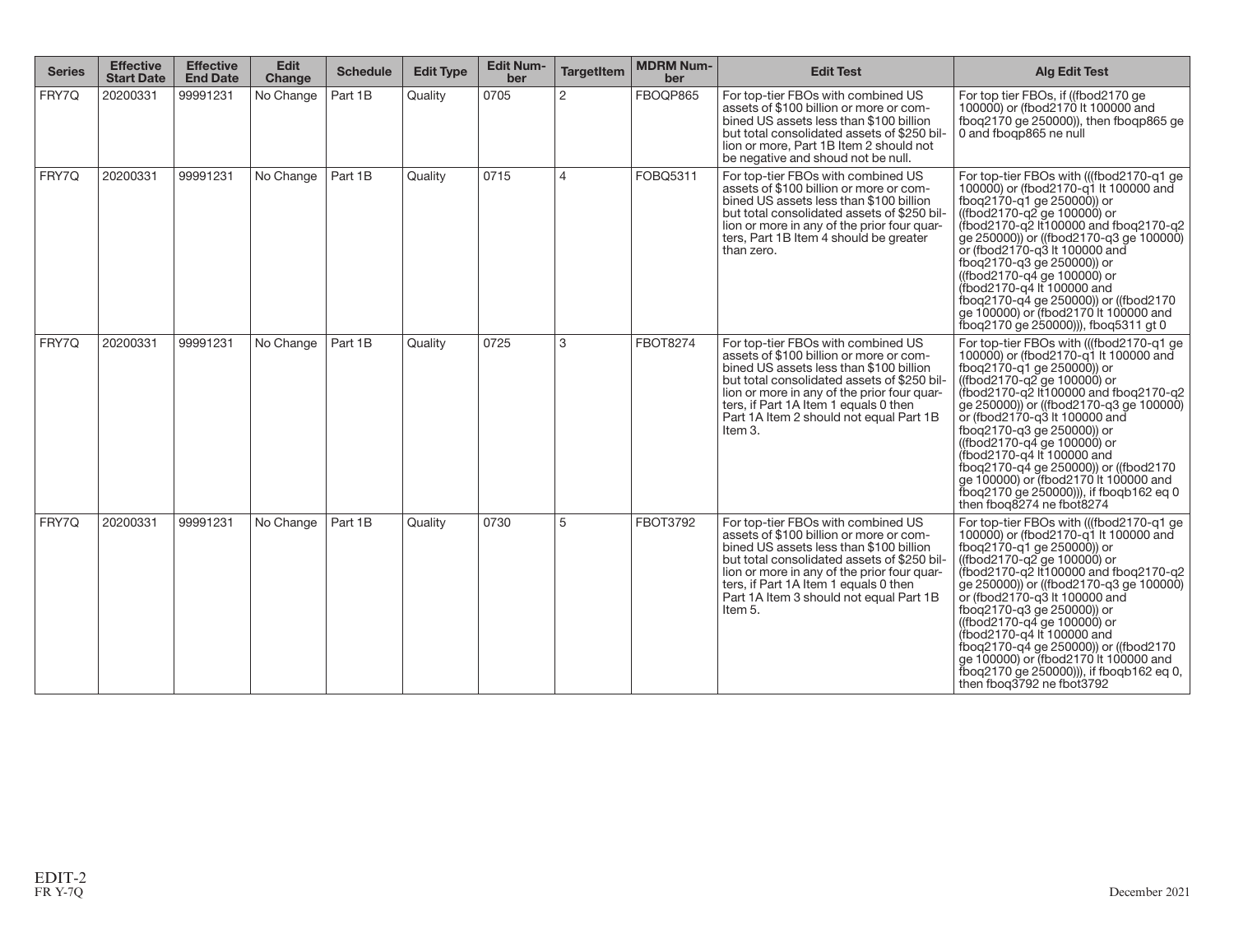| Series | Effective Start Date | Effective End Date | Edit Change | Schedule | Edit Type | Edit Number | TargetItem | MDRM Number | Edit Test | Alg Edit Test |
|---|---|---|---|---|---|---|---|---|---|---|
| FRY7Q | 20200331 | 99991231 | No Change | Part 1B | Quality | 0705 | 2 | FBOQP865 | For top-tier FBOs with combined US assets of $100 billion or more or combined US assets less than $100 billion but total consolidated assets of $250 billion or more, Part 1B Item 2 should not be negative and shoud not be null. | For top tier FBOs, if ((fbod2170 ge 100000) or (fbod2170 lt 100000 and fboq2170 ge 250000)), then fboqp865 ge 0 and fboqp865 ne null |
| FRY7Q | 20200331 | 99991231 | No Change | Part 1B | Quality | 0715 | 4 | FOBQ5311 | For top-tier FBOs with combined US assets of $100 billion or more or combined US assets less than $100 billion but total consolidated assets of $250 billion or more in any of the prior four quarters, Part 1B Item 4 should be greater than zero. | For top-tier FBOs with (((fbod2170-q1 ge 100000) or (fbod2170-q1 lt 100000 and fboq2170-q1 ge 250000)) or ((fbod2170-q2 ge 100000) or (fbod2170-q2 lt100000 and fboq2170-q2 ge 250000)) or ((fbod2170-q3 ge 100000) or (fbod2170-q3 lt 100000 and fboq2170-q3 ge 250000)) or ((fbod2170-q4 ge 100000) or (fbod2170-q4 lt 100000 and fboq2170-q4 ge 250000)) or ((fbod2170 ge 100000) or (fbod2170 lt 100000 and fboq2170 ge 250000))), fboq5311 gt 0 |
| FRY7Q | 20200331 | 99991231 | No Change | Part 1B | Quality | 0725 | 3 | FBOT8274 | For top-tier FBOs with combined US assets of $100 billion or more or combined US assets less than $100 billion but total consolidated assets of $250 billion or more in any of the prior four quarters, if Part 1A Item 1 equals 0 then Part 1A Item 2 should not equal Part 1B Item 3. | For top-tier FBOs with (((fbod2170-q1 ge 100000) or (fbod2170-q1 lt 100000 and fboq2170-q1 ge 250000)) or ((fbod2170-q2 ge 100000) or (fbod2170-q2 lt100000 and fboq2170-q2 ge 250000)) or ((fbod2170-q3 ge 100000) or (fbod2170-q3 lt 100000 and fboq2170-q3 ge 250000)) or ((fbod2170-q4 ge 100000) or (fbod2170-q4 lt 100000 and fboq2170-q4 ge 250000)) or ((fbod2170 ge 100000) or (fbod2170 lt 100000 and fboq2170 ge 250000))), if fboqb162 eq 0 then fboq8274 ne fbot8274 |
| FRY7Q | 20200331 | 99991231 | No Change | Part 1B | Quality | 0730 | 5 | FBOT3792 | For top-tier FBOs with combined US assets of $100 billion or more or combined US assets less than $100 billion but total consolidated assets of $250 billion or more in any of the prior four quarters, if Part 1A Item 1 equals 0 then Part 1A Item 3 should not equal Part 1B Item 5. | For top-tier FBOs with (((fbod2170-q1 ge 100000) or (fbod2170-q1 lt 100000 and fboq2170-q1 ge 250000)) or ((fbod2170-q2 ge 100000) or (fbod2170-q2 lt100000 and fboq2170-q2 ge 250000)) or ((fbod2170-q3 ge 100000) or (fbod2170-q3 lt 100000 and fboq2170-q3 ge 250000)) or ((fbod2170-q4 ge 100000) or (fbod2170-q4 lt 100000 and fboq2170-q4 ge 250000)) or ((fbod2170 ge 100000) or (fbod2170 lt 100000 and fboq2170 ge 250000))), if fboqb162 eq 0, then fboq3792 ne fbot3792 |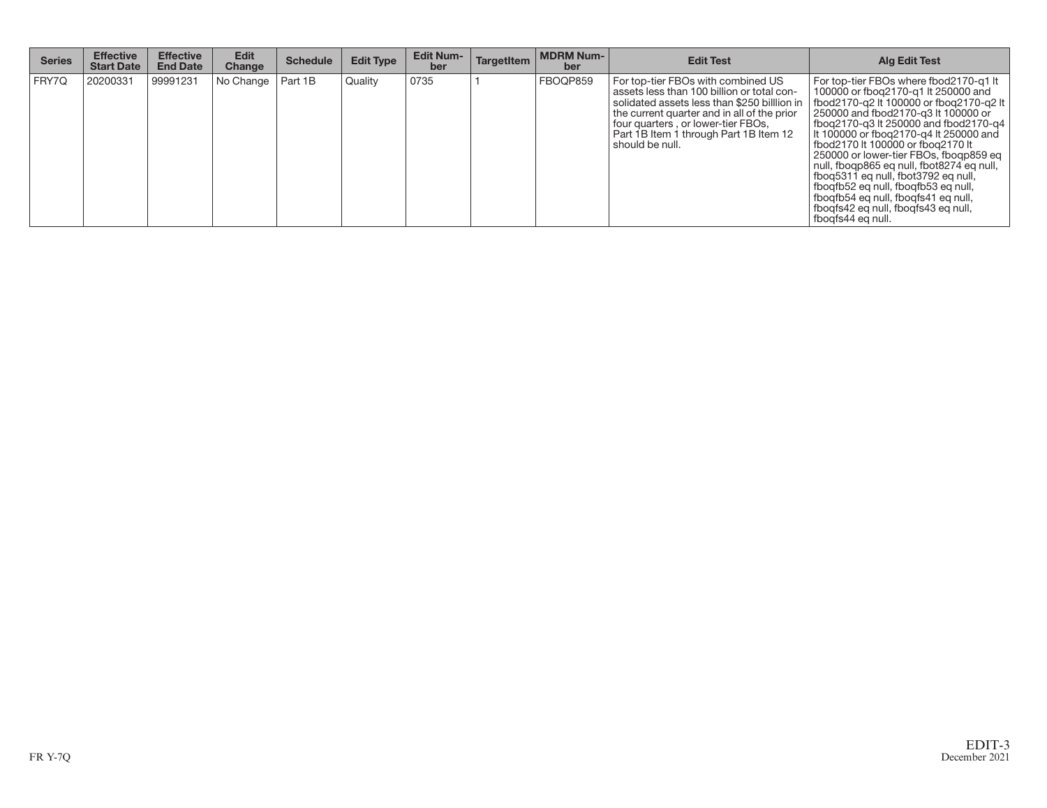| Series | Effective Start Date | Effective End Date | Edit Change | Schedule | Edit Type | Edit Number | TargetItem | MDRM Number | Edit Test | Alg Edit Test |
|---|---|---|---|---|---|---|---|---|---|---|
| FRY7Q | 20200331 | 99991231 | No Change | Part 1B | Quality | 0735 | 1 | FBOQP859 | For top-tier FBOs with combined US assets less than 100 billion or total consolidated assets less than $250 billlion in the current quarter and in all of the prior four quarters , or lower-tier FBOs, Part 1B Item 1 through Part 1B Item 12 should be null. | For top-tier FBOs where fbod2170-q1 lt 100000 or fboq2170-q1 lt 250000 and fbod2170-q2 lt 100000 or fboq2170-q2 lt 250000 and fbod2170-q3 lt 100000 or fboq2170-q3 lt 250000 and fbod2170-q4 lt 100000 or fboq2170-q4 lt 250000 and fbod2170 lt 100000 or fboq2170 lt 250000 or lower-tier FBOs, fboqp859 eq null, fboqp865 eq null, fbot8274 eq null, fboq5311 eq null, fbot3792 eq null, fboqfb52 eq null, fboqfb53 eq null, fboqfb54 eq null, fboqfs41 eq null, fboqfs42 eq null, fboqfs43 eq null, fboqfs44 eq null. |